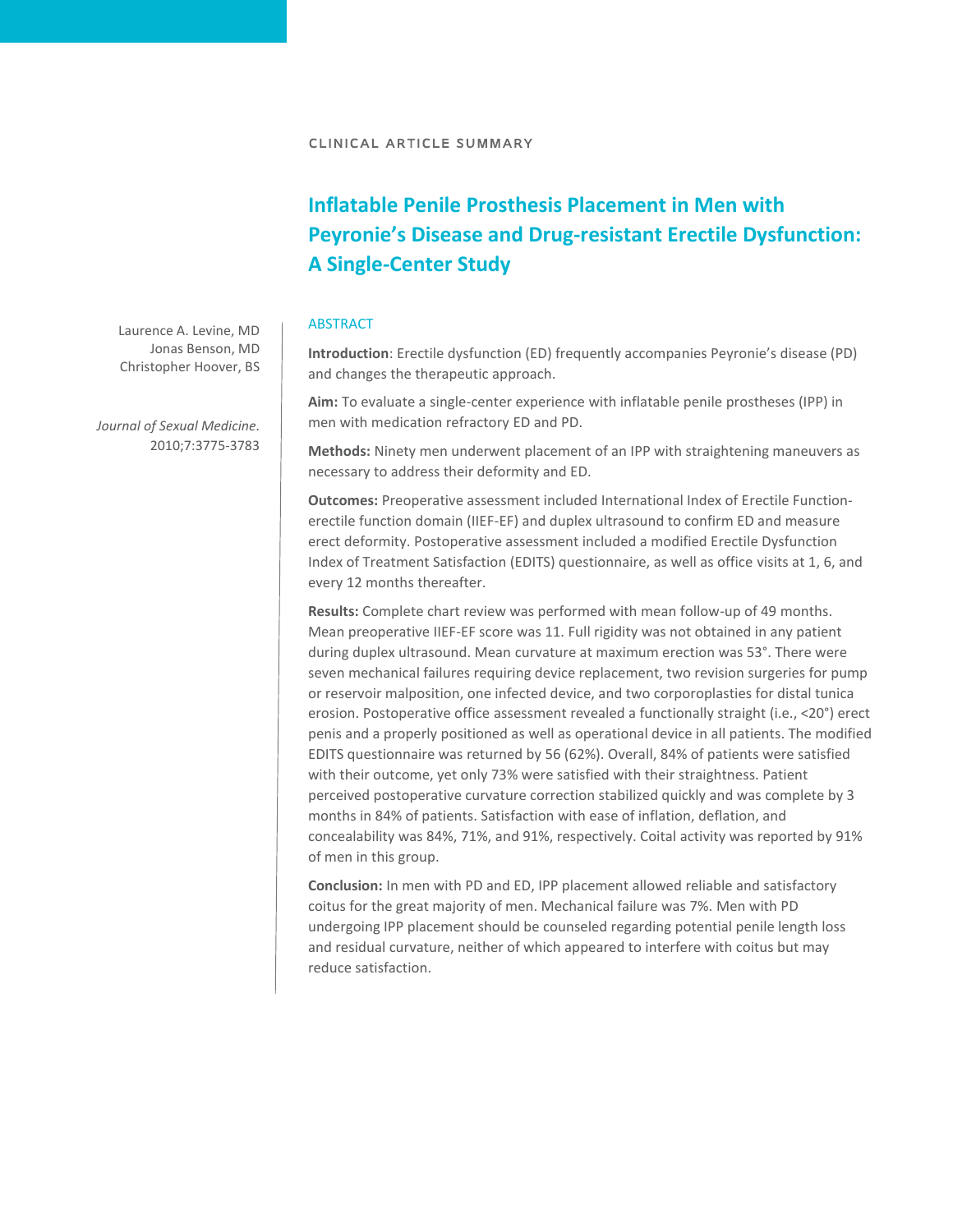CLINICAL ARTICLE SUMMARY

# Inflatable Penile Prosthesis Placement in Men with Peyronie's Disease and Drug-resistant Erectile Dysfunction: A Single-Center Study

Laurence A. Levine, MD
Jonas Benson, MD
Christopher Hoover, BS

*Journal of Sexual Medicine.* 2010;7:3775-3783

## ABSTRACT

**Introduction**: Erectile dysfunction (ED) frequently accompanies Peyronie's disease (PD) and changes the therapeutic approach.

**Aim:** To evaluate a single-center experience with inflatable penile prostheses (IPP) in men with medication refractory ED and PD.

**Methods:** Ninety men underwent placement of an IPP with straightening maneuvers as necessary to address their deformity and ED.

**Outcomes:** Preoperative assessment included International Index of Erectile Function-erectile function domain (IIEF-EF) and duplex ultrasound to confirm ED and measure erect deformity. Postoperative assessment included a modified Erectile Dysfunction Index of Treatment Satisfaction (EDITS) questionnaire, as well as office visits at 1, 6, and every 12 months thereafter.

**Results:** Complete chart review was performed with mean follow-up of 49 months. Mean preoperative IIEF-EF score was 11. Full rigidity was not obtained in any patient during duplex ultrasound. Mean curvature at maximum erection was 53°. There were seven mechanical failures requiring device replacement, two revision surgeries for pump or reservoir malposition, one infected device, and two corporoplasties for distal tunica erosion. Postoperative office assessment revealed a functionally straight (i.e., <20°) erect penis and a properly positioned as well as operational device in all patients. The modified EDITS questionnaire was returned by 56 (62%). Overall, 84% of patients were satisfied with their outcome, yet only 73% were satisfied with their straightness. Patient perceived postoperative curvature correction stabilized quickly and was complete by 3 months in 84% of patients. Satisfaction with ease of inflation, deflation, and concealability was 84%, 71%, and 91%, respectively. Coital activity was reported by 91% of men in this group.

**Conclusion:** In men with PD and ED, IPP placement allowed reliable and satisfactory coitus for the great majority of men. Mechanical failure was 7%. Men with PD undergoing IPP placement should be counseled regarding potential penile length loss and residual curvature, neither of which appeared to interfere with coitus but may reduce satisfaction.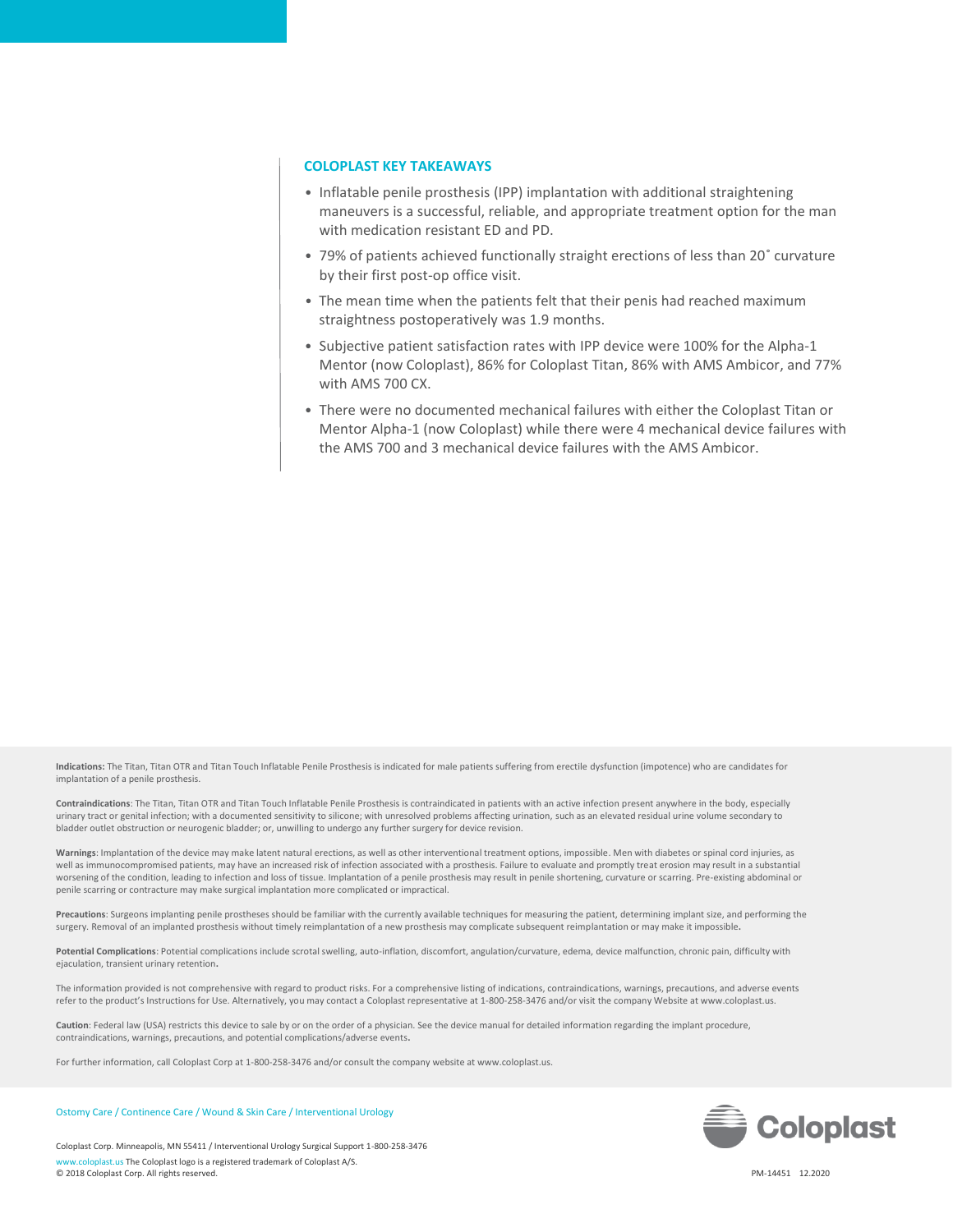## COLOPLAST KEY TAKEAWAYS

- Inflatable penile prosthesis (IPP) implantation with additional straightening maneuvers is a successful, reliable, and appropriate treatment option for the man with medication resistant ED and PD.
- 79% of patients achieved functionally straight erections of less than 20˚ curvature by their first post-op office visit.
- The mean time when the patients felt that their penis had reached maximum straightness postoperatively was 1.9 months.
- Subjective patient satisfaction rates with IPP device were 100% for the Alpha-1 Mentor (now Coloplast), 86% for Coloplast Titan, 86% with AMS Ambicor, and 77% with AMS 700 CX.
- There were no documented mechanical failures with either the Coloplast Titan or Mentor Alpha-1 (now Coloplast) while there were 4 mechanical device failures with the AMS 700 and 3 mechanical device failures with the AMS Ambicor.

**Indications:** The Titan, Titan OTR and Titan Touch Inflatable Penile Prosthesis is indicated for male patients suffering from erectile dysfunction (impotence) who are candidates for implantation of a penile prosthesis.

**Contraindications**: The Titan, Titan OTR and Titan Touch Inflatable Penile Prosthesis is contraindicated in patients with an active infection present anywhere in the body, especially urinary tract or genital infection; with a documented sensitivity to silicone; with unresolved problems affecting urination, such as an elevated residual urine volume secondary to bladder outlet obstruction or neurogenic bladder; or, unwilling to undergo any further surgery for device revision.

**Warnings**: Implantation of the device may make latent natural erections, as well as other interventional treatment options, impossible. Men with diabetes or spinal cord injuries, as well as immunocompromised patients, may have an increased risk of infection associated with a prosthesis. Failure to evaluate and promptly treat erosion may result in a substantial worsening of the condition, leading to infection and loss of tissue. Implantation of a penile prosthesis may result in penile shortening, curvature or scarring. Pre-existing abdominal or penile scarring or contracture may make surgical implantation more complicated or impractical.

**Precautions**: Surgeons implanting penile prostheses should be familiar with the currently available techniques for measuring the patient, determining implant size, and performing the surgery. Removal of an implanted prosthesis without timely reimplantation of a new prosthesis may complicate subsequent reimplantation or may make it impossible.

**Potential Complications**: Potential complications include scrotal swelling, auto-inflation, discomfort, angulation/curvature, edema, device malfunction, chronic pain, difficulty with ejaculation, transient urinary retention.

The information provided is not comprehensive with regard to product risks. For a comprehensive listing of indications, contraindications, warnings, precautions, and adverse events refer to the product's Instructions for Use. Alternatively, you may contact a Coloplast representative at 1-800-258-3476 and/or visit the company Website at www.coloplast.us.

**Caution**: Federal law (USA) restricts this device to sale by or on the order of a physician. See the device manual for detailed information regarding the implant procedure, contraindications, warnings, precautions, and potential complications/adverse events.

For further information, call Coloplast Corp at 1-800-258-3476 and/or consult the company website at www.coloplast.us.

Ostomy Care / Continence Care / Wound & Skin Care / Interventional Urology

Coloplast

Coloplast Corp. Minneapolis, MN 55411 / Interventional Urology Surgical Support 1-800-258-3476
www.coloplast.us The Coloplast logo is a registered trademark of Coloplast A/S.
© 2018 Coloplast Corp. All rights reserved.

PM-14451 12.2020